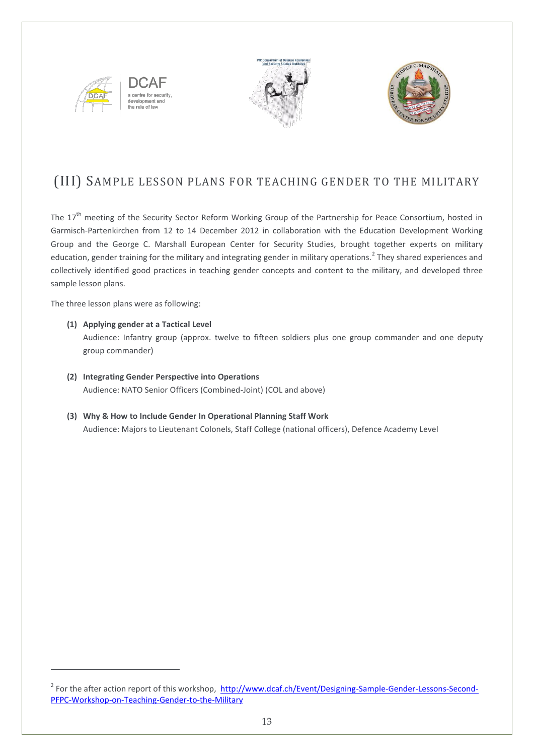# (III) SAMPLE LESSON PLANS FOR TEACHING GENDER TO THE MILITARY

The 17th meeting of the Security Sector Reform Working Group of the Partnership for Peace Consortium, hosted in Garmisch-Partenkirchen from 12 to 14 December 2012 in collaboration with the Education Development Working Group and the George C. Marshall European Center for Security Studies, brought together experts on military education, gender training for the military and integrating gender in military operations.[2] They shared experiences and collectively identified good practices in teaching gender concepts and content to the military, and developed three sample lesson plans.

The three lesson plans were as following:

**(1) Applying gender at a Tactical Level**
Audience: Infantry group (approx. twelve to fifteen soldiers plus one group commander and one deputy group commander)

**(2) Integrating Gender Perspective into Operations**
Audience: NATO Senior Officers (Combined-Joint) (COL and above)

**(3) Why & How to Include Gender In Operational Planning Staff Work**
Audience: Majors to Lieutenant Colonels, Staff College (national officers), Defence Academy Level

---

[2] For the after action report of this workshop, http://www.dcaf.ch/Event/Designing-Sample-Gender-Lessons-Second-PFPC-Workshop-on-Teaching-Gender-to-the-Military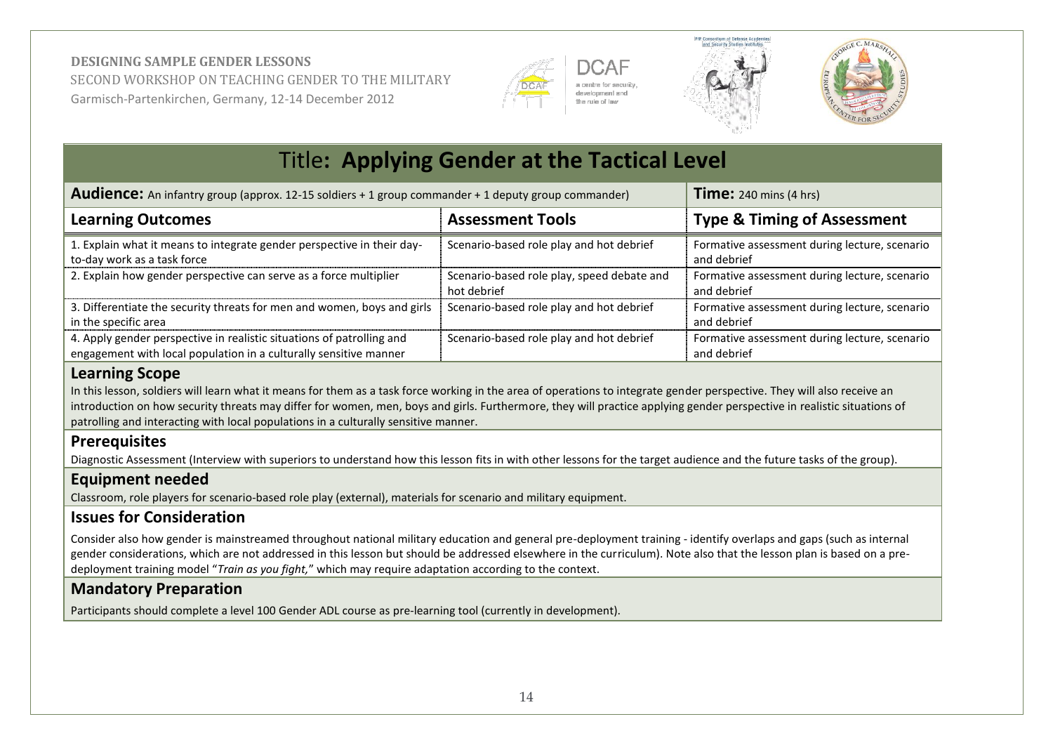# Title: **Applying Gender at the Tactical Level**

| **Audience:** An infantry group (approx. 12-15 soldiers + 1 group commander + 1 deputy group commander) | | **Time:** 240 mins (4 hrs) |
|---|---|---|
| **Learning Outcomes** | **Assessment Tools** | **Type & Timing of Assessment** |
| 1. Explain what it means to integrate gender perspective in their day-to-day work as a task force | Scenario-based role play and hot debrief | Formative assessment during lecture, scenario and debrief |
| 2. Explain how gender perspective can serve as a force multiplier | Scenario-based role play, speed debate and hot debrief | Formative assessment during lecture, scenario and debrief |
| 3. Differentiate the security threats for men and women, boys and girls in the specific area | Scenario-based role play and hot debrief | Formative assessment during lecture, scenario and debrief |
| 4. Apply gender perspective in realistic situations of patrolling and engagement with local population in a culturally sensitive manner | Scenario-based role play and hot debrief | Formative assessment during lecture, scenario and debrief |

## Learning Scope

In this lesson, soldiers will learn what it means for them as a task force working in the area of operations to integrate gender perspective. They will also receive an introduction on how security threats may differ for women, men, boys and girls. Furthermore, they will practice applying gender perspective in realistic situations of patrolling and interacting with local populations in a culturally sensitive manner.

## Prerequisites

Diagnostic Assessment (Interview with superiors to understand how this lesson fits in with other lessons for the target audience and the future tasks of the group).

## Equipment needed

Classroom, role players for scenario-based role play (external), materials for scenario and military equipment.

## Issues for Consideration

Consider also how gender is mainstreamed throughout national military education and general pre-deployment training - identify overlaps and gaps (such as internal gender considerations, which are not addressed in this lesson but should be addressed elsewhere in the curriculum). Note also that the lesson plan is based on a pre-deployment training model "*Train as you fight,*" which may require adaptation according to the context.

## Mandatory Preparation

Participants should complete a level 100 Gender ADL course as pre-learning tool (currently in development).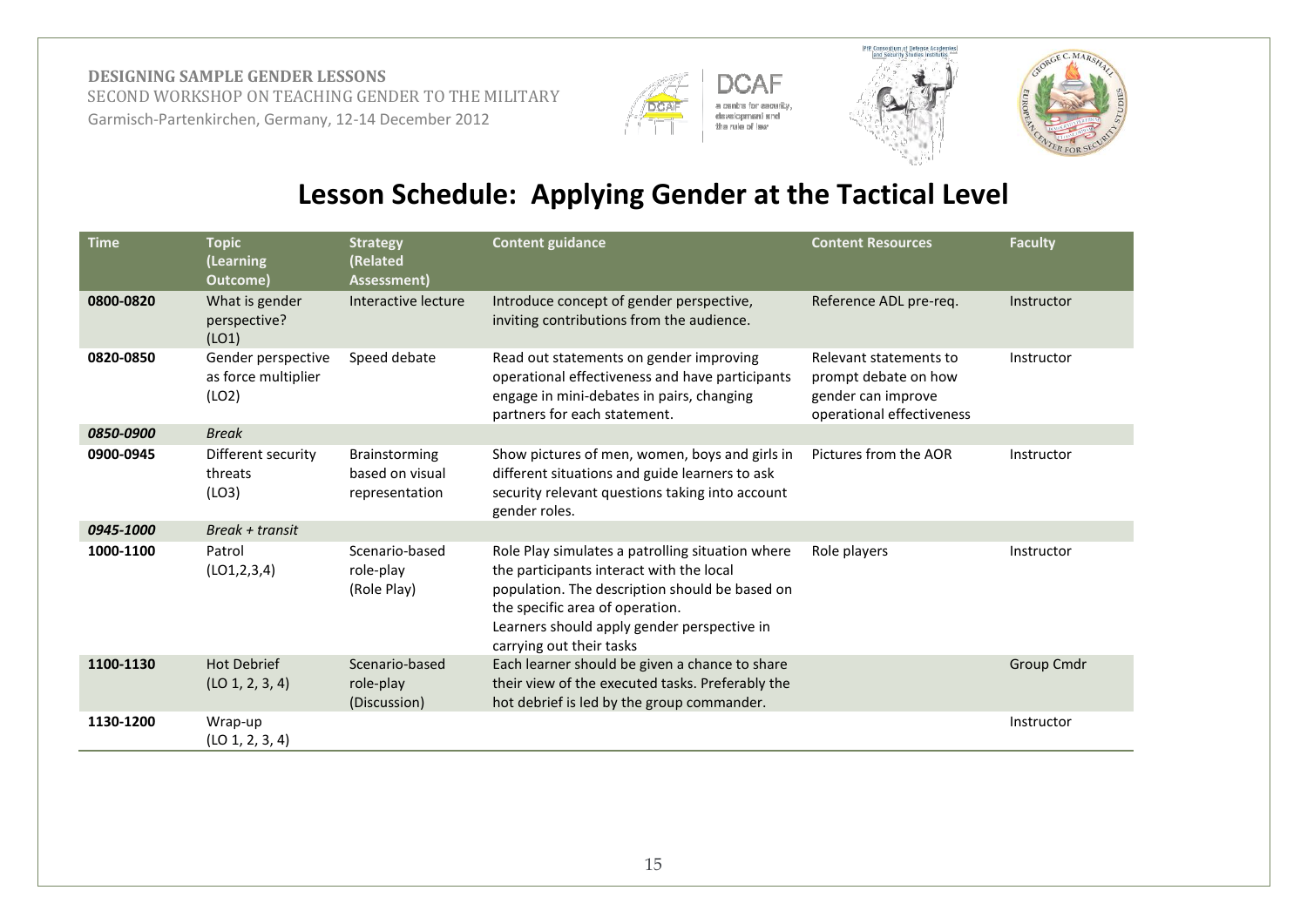**DESIGNING SAMPLE GENDER LESSONS**
SECOND WORKSHOP ON TEACHING GENDER TO THE MILITARY
Garmisch-Partenkirchen, Germany, 12-14 December 2012

# Lesson Schedule: Applying Gender at the Tactical Level

| Time | Topic (Learning Outcome) | Strategy (Related Assessment) | Content guidance | Content Resources | Faculty |
|---|---|---|---|---|---|
| **0800-0820** | What is gender perspective? (LO1) | Interactive lecture | Introduce concept of gender perspective, inviting contributions from the audience. | Reference ADL pre-req. | Instructor |
| **0820-0850** | Gender perspective as force multiplier (LO2) | Speed debate | Read out statements on gender improving operational effectiveness and have participants engage in mini-debates in pairs, changing partners for each statement. | Relevant statements to prompt debate on how gender can improve operational effectiveness | Instructor |
| ***0850-0900*** | *Break* | | | | |
| **0900-0945** | Different security threats (LO3) | Brainstorming based on visual representation | Show pictures of men, women, boys and girls in different situations and guide learners to ask security relevant questions taking into account gender roles. | Pictures from the AOR | Instructor |
| ***0945-1000*** | *Break + transit* | | | | |
| **1000-1100** | Patrol (LO1,2,3,4) | Scenario-based role-play (Role Play) | Role Play simulates a patrolling situation where the participants interact with the local population. The description should be based on the specific area of operation. Learners should apply gender perspective in carrying out their tasks | Role players | Instructor |
| **1100-1130** | Hot Debrief (LO 1, 2, 3, 4) | Scenario-based role-play (Discussion) | Each learner should be given a chance to share their view of the executed tasks. Preferably the hot debrief is led by the group commander. | | Group Cmdr |
| **1130-1200** | Wrap-up (LO 1, 2, 3, 4) | | | | Instructor |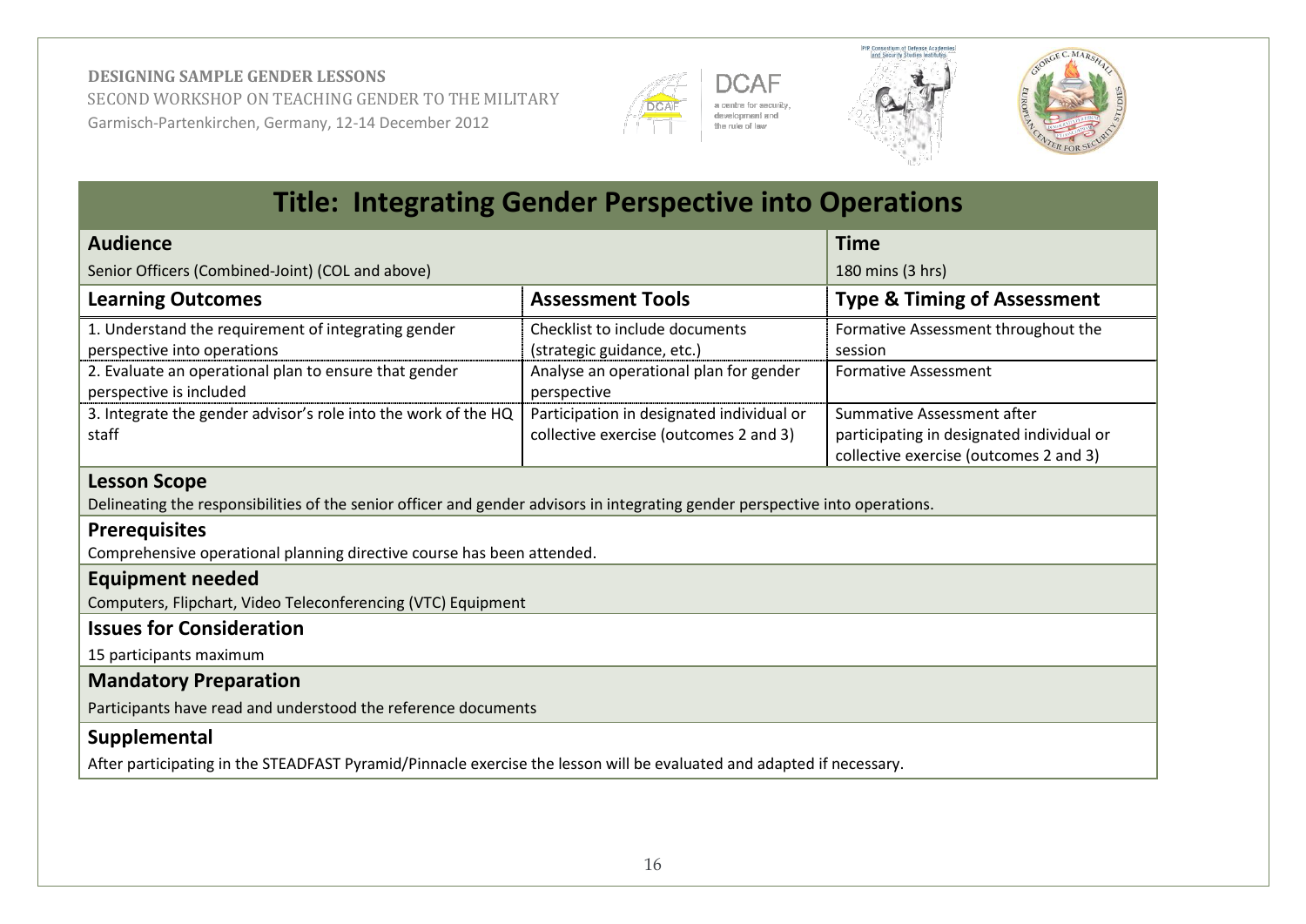**DESIGNING SAMPLE GENDER LESSONS**
SECOND WORKSHOP ON TEACHING GENDER TO THE MILITARY
Garmisch-Partenkirchen, Germany, 12-14 December 2012

# Title: Integrating Gender Perspective into Operations

| **Audience** | | **Time** |
|---|---|---|
| Senior Officers (Combined-Joint) (COL and above) | | 180 mins (3 hrs) |
| **Learning Outcomes** | **Assessment Tools** | **Type & Timing of Assessment** |
| 1. Understand the requirement of integrating gender perspective into operations | Checklist to include documents (strategic guidance, etc.) | Formative Assessment throughout the session |
| 2. Evaluate an operational plan to ensure that gender perspective is included | Analyse an operational plan for gender perspective | Formative Assessment |
| 3. Integrate the gender advisor's role into the work of the HQ staff | Participation in designated individual or collective exercise (outcomes 2 and 3) | Summative Assessment after participating in designated individual or collective exercise (outcomes 2 and 3) |

## Lesson Scope

Delineating the responsibilities of the senior officer and gender advisors in integrating gender perspective into operations.

## Prerequisites

Comprehensive operational planning directive course has been attended.

## Equipment needed

Computers, Flipchart, Video Teleconferencing (VTC) Equipment

## Issues for Consideration

15 participants maximum

## Mandatory Preparation

Participants have read and understood the reference documents

## Supplemental

After participating in the STEADFAST Pyramid/Pinnacle exercise the lesson will be evaluated and adapted if necessary.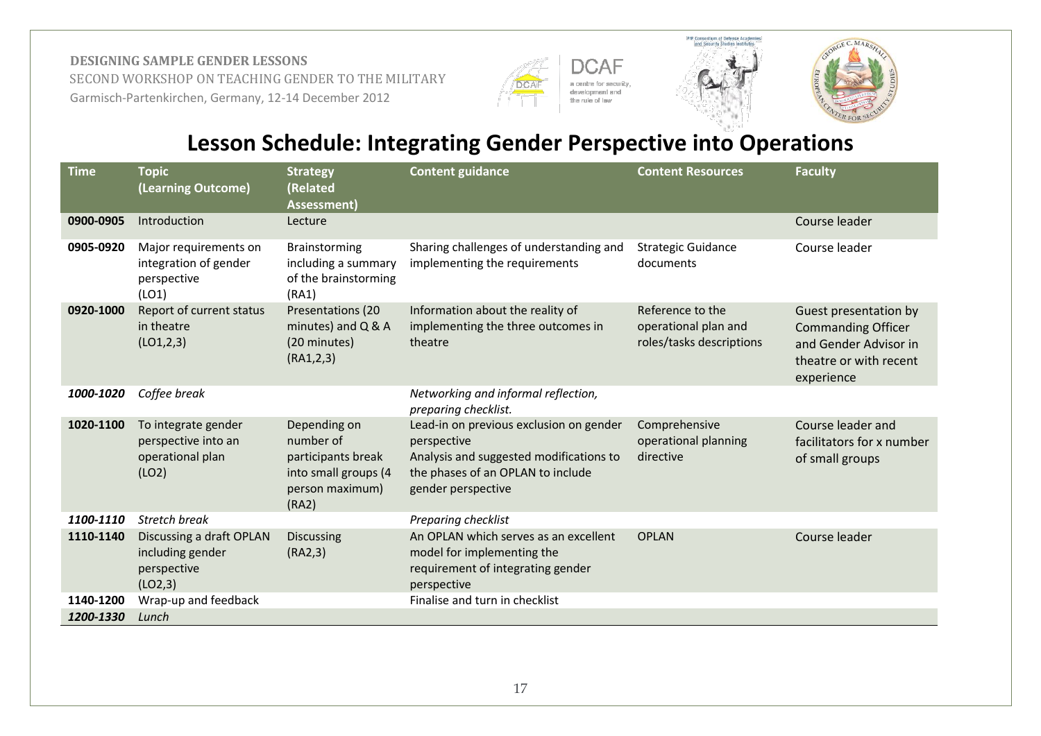**DESIGNING SAMPLE GENDER LESSONS**
SECOND WORKSHOP ON TEACHING GENDER TO THE MILITARY
Garmisch-Partenkirchen, Germany, 12-14 December 2012

# Lesson Schedule: Integrating Gender Perspective into Operations

| Time | Topic (Learning Outcome) | Strategy (Related Assessment) | Content guidance | Content Resources | Faculty |
|---|---|---|---|---|---|
| **0900-0905** | Introduction | Lecture | | | Course leader |
| **0905-0920** | Major requirements on integration of gender perspective (LO1) | Brainstorming including a summary of the brainstorming (RA1) | Sharing challenges of understanding and implementing the requirements | Strategic Guidance documents | Course leader |
| **0920-1000** | Report of current status in theatre (LO1,2,3) | Presentations (20 minutes) and Q & A (20 minutes) (RA1,2,3) | Information about the reality of implementing the three outcomes in theatre | Reference to the operational plan and roles/tasks descriptions | Guest presentation by Commanding Officer and Gender Advisor in theatre or with recent experience |
| ***1000-1020*** | *Coffee break* | | *Networking and informal reflection, preparing checklist.* | | |
| **1020-1100** | To integrate gender perspective into an operational plan (LO2) | Depending on number of participants break into small groups (4 person maximum) (RA2) | Lead-in on previous exclusion on gender perspective<br>Analysis and suggested modifications to the phases of an OPLAN to include gender perspective | Comprehensive operational planning directive | Course leader and facilitators for x number of small groups |
| ***1100-1110*** | *Stretch break* | | *Preparing checklist* | | |
| **1110-1140** | Discussing a draft OPLAN including gender perspective (LO2,3) | Discussing (RA2,3) | An OPLAN which serves as an excellent model for implementing the requirement of integrating gender perspective | OPLAN | Course leader |
| **1140-1200** | Wrap-up and feedback | | Finalise and turn in checklist | | |
| ***1200-1330*** | *Lunch* | | | | |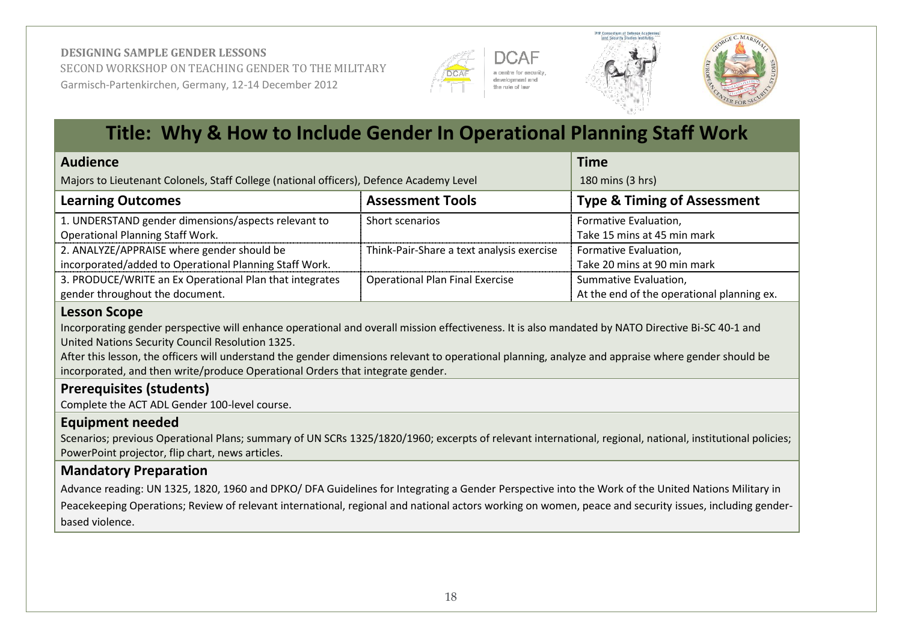DESIGNING SAMPLE GENDER LESSONS
SECOND WORKSHOP ON TEACHING GENDER TO THE MILITARY
Garmisch-Partenkirchen, Germany, 12-14 December 2012

# Title: Why & How to Include Gender In Operational Planning Staff Work

| **Audience** | | **Time** |
|---|---|---|
| Majors to Lieutenant Colonels, Staff College (national officers), Defence Academy Level | | 180 mins (3 hrs) |
| **Learning Outcomes** | **Assessment Tools** | **Type & Timing of Assessment** |
| 1. UNDERSTAND gender dimensions/aspects relevant to Operational Planning Staff Work. | Short scenarios | Formative Evaluation, Take 15 mins at 45 min mark |
| 2. ANALYZE/APPRAISE where gender should be incorporated/added to Operational Planning Staff Work. | Think-Pair-Share a text analysis exercise | Formative Evaluation, Take 20 mins at 90 min mark |
| 3. PRODUCE/WRITE an Ex Operational Plan that integrates gender throughout the document. | Operational Plan Final Exercise | Summative Evaluation, At the end of the operational planning ex. |

## Lesson Scope

Incorporating gender perspective will enhance operational and overall mission effectiveness. It is also mandated by NATO Directive Bi-SC 40-1 and United Nations Security Council Resolution 1325.

After this lesson, the officers will understand the gender dimensions relevant to operational planning, analyze and appraise where gender should be incorporated, and then write/produce Operational Orders that integrate gender.

## Prerequisites (students)

Complete the ACT ADL Gender 100-level course.

## Equipment needed

Scenarios; previous Operational Plans; summary of UN SCRs 1325/1820/1960; excerpts of relevant international, regional, national, institutional policies; PowerPoint projector, flip chart, news articles.

## Mandatory Preparation

Advance reading: UN 1325, 1820, 1960 and DPKO/ DFA Guidelines for Integrating a Gender Perspective into the Work of the United Nations Military in Peacekeeping Operations; Review of relevant international, regional and national actors working on women, peace and security issues, including gender-based violence.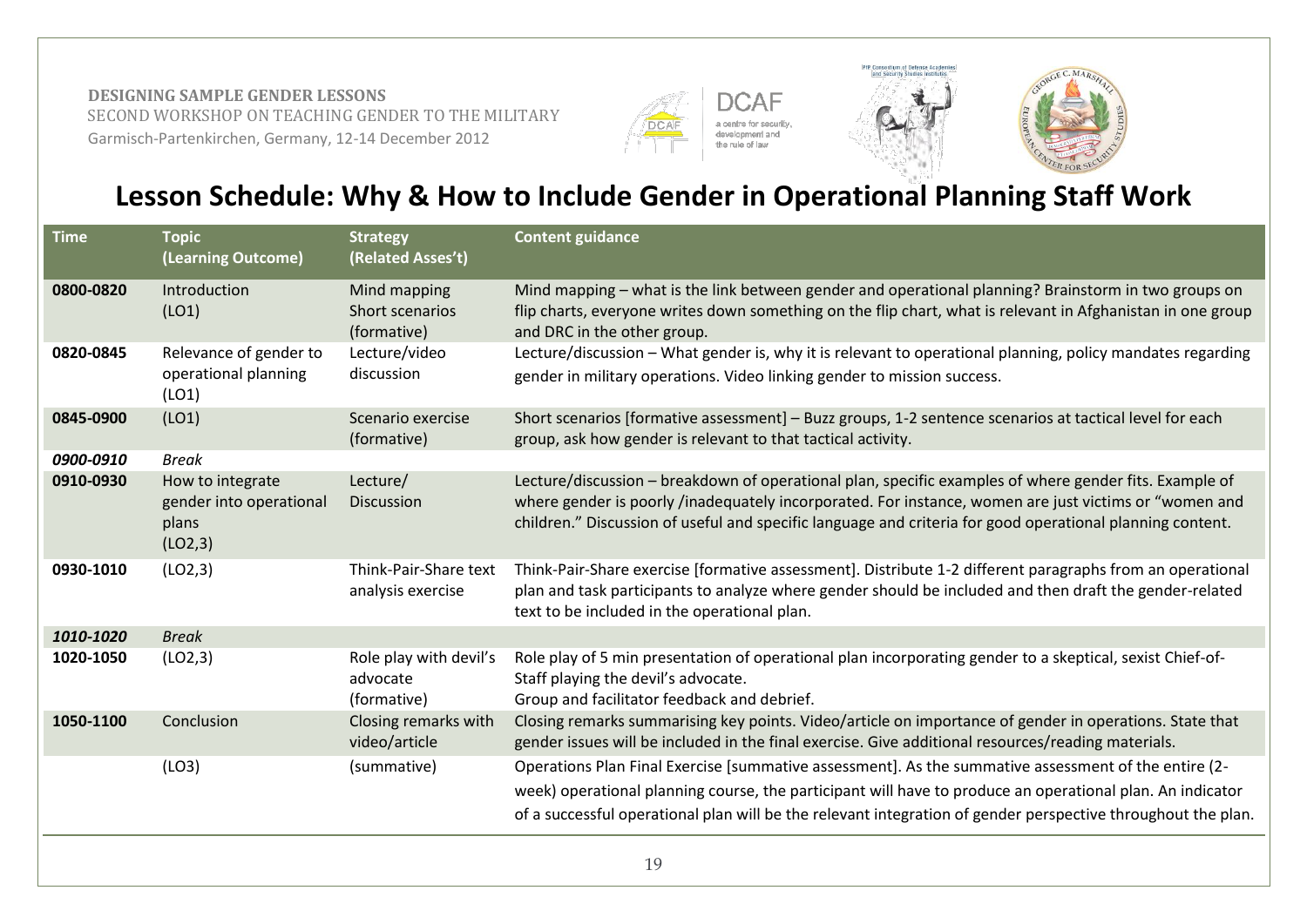DESIGNING SAMPLE GENDER LESSONS
SECOND WORKSHOP ON TEACHING GENDER TO THE MILITARY
Garmisch-Partenkirchen, Germany, 12-14 December 2012

# Lesson Schedule: Why & How to Include Gender in Operational Planning Staff Work

| Time | Topic (Learning Outcome) | Strategy (Related Asses't) | Content guidance |
|---|---|---|---|
| **0800-0820** | Introduction (LO1) | Mind mapping Short scenarios (formative) | Mind mapping – what is the link between gender and operational planning? Brainstorm in two groups on flip charts, everyone writes down something on the flip chart, what is relevant in Afghanistan in one group and DRC in the other group. |
| **0820-0845** | Relevance of gender to operational planning (LO1) | Lecture/video discussion | Lecture/discussion – What gender is, why it is relevant to operational planning, policy mandates regarding gender in military operations. Video linking gender to mission success. |
| **0845-0900** | (LO1) | Scenario exercise (formative) | Short scenarios [formative assessment] – Buzz groups, 1-2 sentence scenarios at tactical level for each group, ask how gender is relevant to that tactical activity. |
| ***0900-0910*** | *Break* | | |
| **0910-0930** | How to integrate gender into operational plans (LO2,3) | Lecture/ Discussion | Lecture/discussion – breakdown of operational plan, specific examples of where gender fits. Example of where gender is poorly /inadequately incorporated. For instance, women are just victims or "women and children." Discussion of useful and specific language and criteria for good operational planning content. |
| **0930-1010** | (LO2,3) | Think-Pair-Share text analysis exercise | Think-Pair-Share exercise [formative assessment]. Distribute 1-2 different paragraphs from an operational plan and task participants to analyze where gender should be included and then draft the gender-related text to be included in the operational plan. |
| ***1010-1020*** | *Break* | | |
| **1020-1050** | (LO2,3) | Role play with devil's advocate (formative) | Role play of 5 min presentation of operational plan incorporating gender to a skeptical, sexist Chief-of-Staff playing the devil's advocate. Group and facilitator feedback and debrief. |
| **1050-1100** | Conclusion | Closing remarks with video/article | Closing remarks summarising key points. Video/article on importance of gender in operations. State that gender issues will be included in the final exercise. Give additional resources/reading materials. |
| | (LO3) | (summative) | Operations Plan Final Exercise [summative assessment]. As the summative assessment of the entire (2-week) operational planning course, the participant will have to produce an operational plan. An indicator of a successful operational plan will be the relevant integration of gender perspective throughout the plan. |